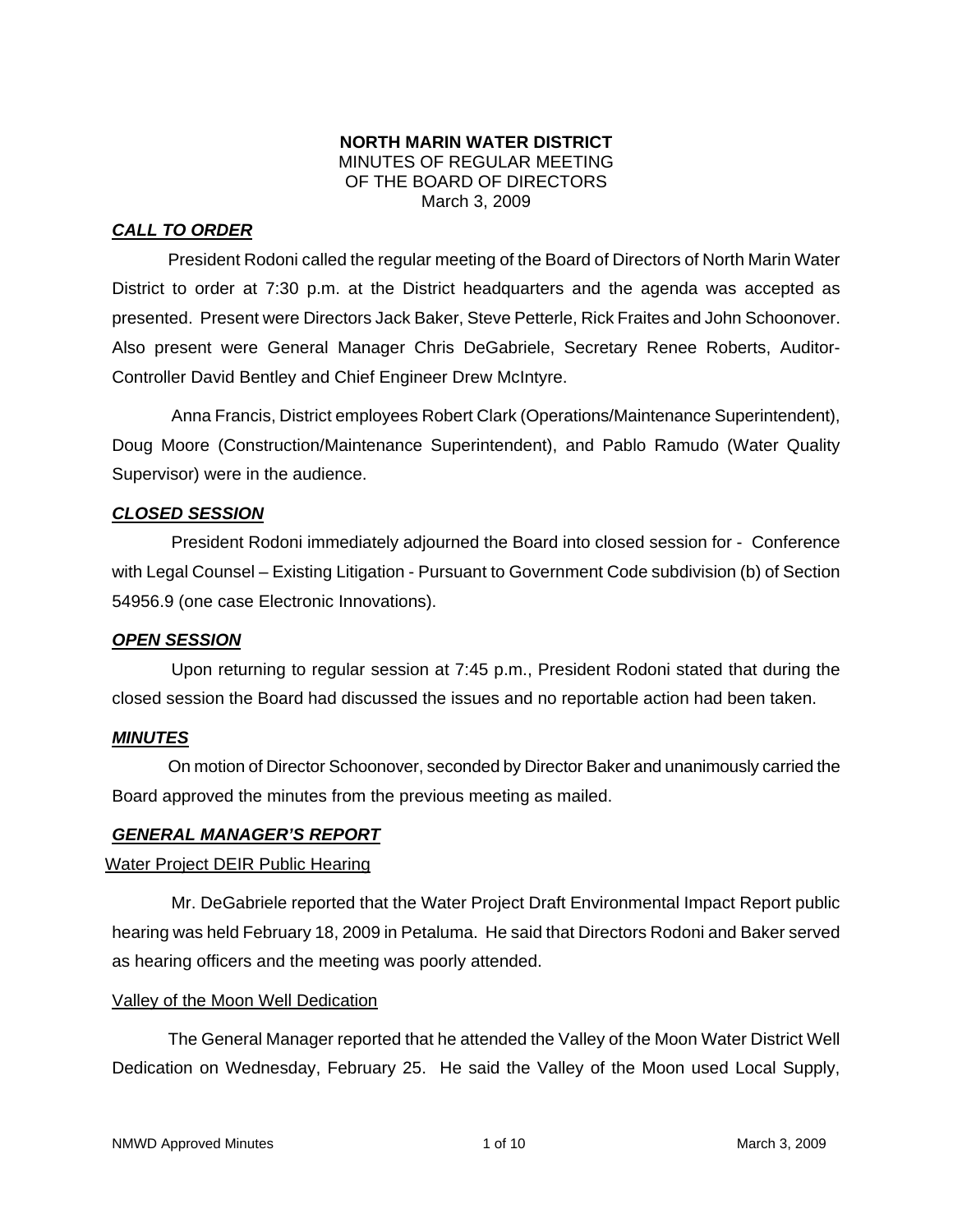**NORTH MARIN WATER DISTRICT**
MINUTES OF REGULAR MEETING
OF THE BOARD OF DIRECTORS
March 3, 2009

## ***CALL TO ORDER***

President Rodoni called the regular meeting of the Board of Directors of North Marin Water District to order at 7:30 p.m. at the District headquarters and the agenda was accepted as presented. Present were Directors Jack Baker, Steve Petterle, Rick Fraites and John Schoonover. Also present were General Manager Chris DeGabriele, Secretary Renee Roberts, Auditor-Controller David Bentley and Chief Engineer Drew McIntyre.

Anna Francis, District employees Robert Clark (Operations/Maintenance Superintendent), Doug Moore (Construction/Maintenance Superintendent), and Pablo Ramudo (Water Quality Supervisor) were in the audience.

## ***CLOSED SESSION***

President Rodoni immediately adjourned the Board into closed session for - Conference with Legal Counsel – Existing Litigation - Pursuant to Government Code subdivision (b) of Section 54956.9 (one case Electronic Innovations).

## ***OPEN SESSION***

Upon returning to regular session at 7:45 p.m., President Rodoni stated that during the closed session the Board had discussed the issues and no reportable action had been taken.

## ***MINUTES***

On motion of Director Schoonover, seconded by Director Baker and unanimously carried the Board approved the minutes from the previous meeting as mailed.

## ***GENERAL MANAGER'S REPORT***

### Water Project DEIR Public Hearing

Mr. DeGabriele reported that the Water Project Draft Environmental Impact Report public hearing was held February 18, 2009 in Petaluma. He said that Directors Rodoni and Baker served as hearing officers and the meeting was poorly attended.

### Valley of the Moon Well Dedication

The General Manager reported that he attended the Valley of the Moon Water District Well Dedication on Wednesday, February 25. He said the Valley of the Moon used Local Supply,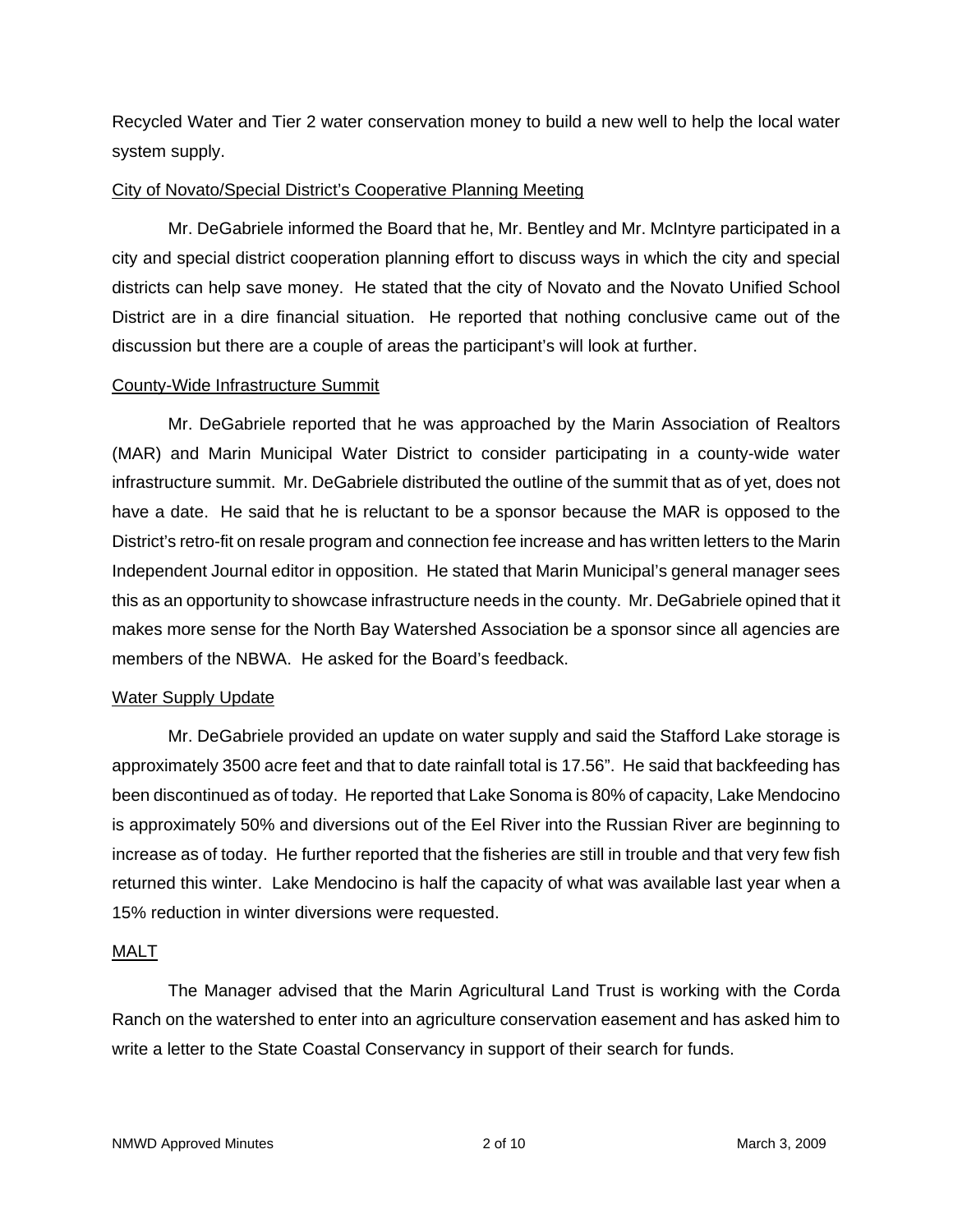Recycled Water and Tier 2 water conservation money to build a new well to help the local water system supply.

<u>City of Novato/Special District's Cooperative Planning Meeting</u>

Mr. DeGabriele informed the Board that he, Mr. Bentley and Mr. McIntyre participated in a city and special district cooperation planning effort to discuss ways in which the city and special districts can help save money. He stated that the city of Novato and the Novato Unified School District are in a dire financial situation. He reported that nothing conclusive came out of the discussion but there are a couple of areas the participant's will look at further.

<u>County-Wide Infrastructure Summit</u>

Mr. DeGabriele reported that he was approached by the Marin Association of Realtors (MAR) and Marin Municipal Water District to consider participating in a county-wide water infrastructure summit. Mr. DeGabriele distributed the outline of the summit that as of yet, does not have a date. He said that he is reluctant to be a sponsor because the MAR is opposed to the District's retro-fit on resale program and connection fee increase and has written letters to the Marin Independent Journal editor in opposition. He stated that Marin Municipal's general manager sees this as an opportunity to showcase infrastructure needs in the county. Mr. DeGabriele opined that it makes more sense for the North Bay Watershed Association be a sponsor since all agencies are members of the NBWA. He asked for the Board's feedback.

<u>Water Supply Update</u>

Mr. DeGabriele provided an update on water supply and said the Stafford Lake storage is approximately 3500 acre feet and that to date rainfall total is 17.56". He said that backfeeding has been discontinued as of today. He reported that Lake Sonoma is 80% of capacity, Lake Mendocino is approximately 50% and diversions out of the Eel River into the Russian River are beginning to increase as of today. He further reported that the fisheries are still in trouble and that very few fish returned this winter. Lake Mendocino is half the capacity of what was available last year when a 15% reduction in winter diversions were requested.

<u>MALT</u>

The Manager advised that the Marin Agricultural Land Trust is working with the Corda Ranch on the watershed to enter into an agriculture conservation easement and has asked him to write a letter to the State Coastal Conservancy in support of their search for funds.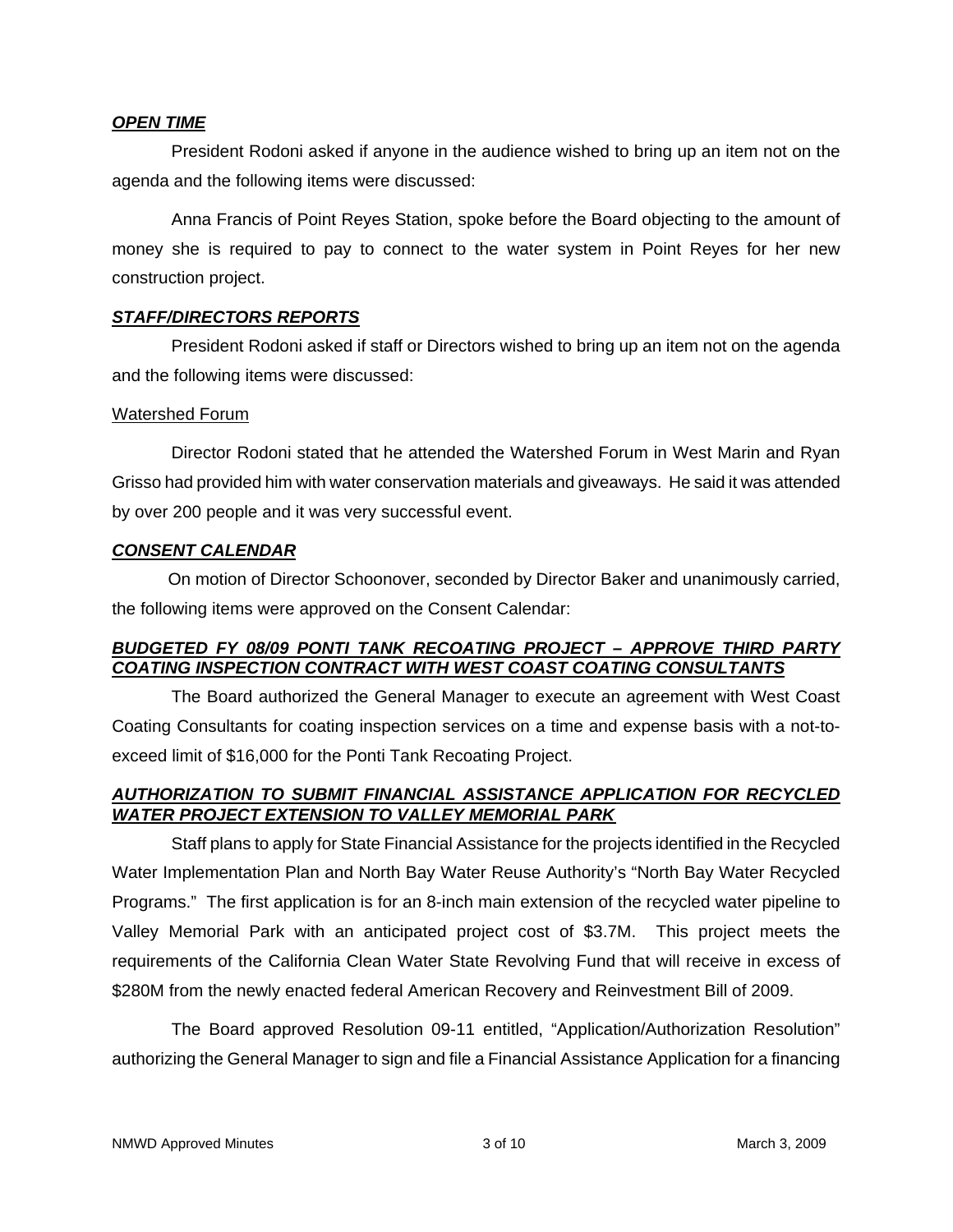***OPEN TIME***

President Rodoni asked if anyone in the audience wished to bring up an item not on the agenda and the following items were discussed:

Anna Francis of Point Reyes Station, spoke before the Board objecting to the amount of money she is required to pay to connect to the water system in Point Reyes for her new construction project.

***STAFF/DIRECTORS REPORTS***

President Rodoni asked if staff or Directors wished to bring up an item not on the agenda and the following items were discussed:

<u>Watershed Forum</u>

Director Rodoni stated that he attended the Watershed Forum in West Marin and Ryan Grisso had provided him with water conservation materials and giveaways. He said it was attended by over 200 people and it was very successful event.

***CONSENT CALENDAR***

On motion of Director Schoonover, seconded by Director Baker and unanimously carried, the following items were approved on the Consent Calendar:

***BUDGETED FY 08/09 PONTI TANK RECOATING PROJECT – APPROVE THIRD PARTY COATING INSPECTION CONTRACT WITH WEST COAST COATING CONSULTANTS***

The Board authorized the General Manager to execute an agreement with West Coast Coating Consultants for coating inspection services on a time and expense basis with a not-to-exceed limit of $16,000 for the Ponti Tank Recoating Project.

***AUTHORIZATION TO SUBMIT FINANCIAL ASSISTANCE APPLICATION FOR RECYCLED WATER PROJECT EXTENSION TO VALLEY MEMORIAL PARK***

Staff plans to apply for State Financial Assistance for the projects identified in the Recycled Water Implementation Plan and North Bay Water Reuse Authority's "North Bay Water Recycled Programs." The first application is for an 8-inch main extension of the recycled water pipeline to Valley Memorial Park with an anticipated project cost of $3.7M. This project meets the requirements of the California Clean Water State Revolving Fund that will receive in excess of $280M from the newly enacted federal American Recovery and Reinvestment Bill of 2009.

The Board approved Resolution 09-11 entitled, "Application/Authorization Resolution" authorizing the General Manager to sign and file a Financial Assistance Application for a financing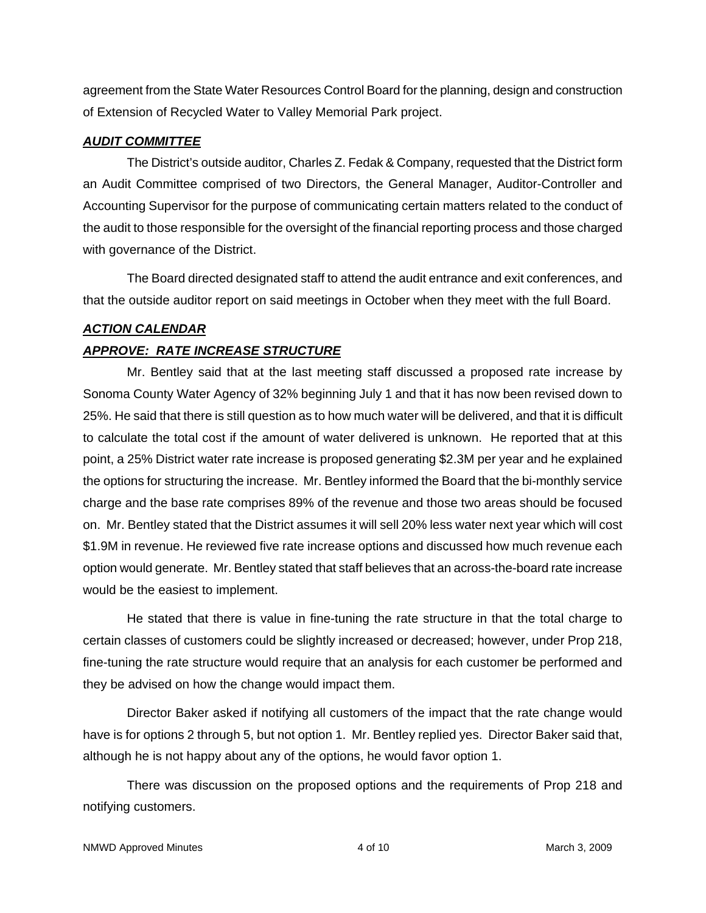agreement from the State Water Resources Control Board for the planning, design and construction of Extension of Recycled Water to Valley Memorial Park project.

***AUDIT COMMITTEE***

The District's outside auditor, Charles Z. Fedak & Company, requested that the District form an Audit Committee comprised of two Directors, the General Manager, Auditor-Controller and Accounting Supervisor for the purpose of communicating certain matters related to the conduct of the audit to those responsible for the oversight of the financial reporting process and those charged with governance of the District.

The Board directed designated staff to attend the audit entrance and exit conferences, and that the outside auditor report on said meetings in October when they meet with the full Board.

***ACTION CALENDAR***

***APPROVE: RATE INCREASE STRUCTURE***

Mr. Bentley said that at the last meeting staff discussed a proposed rate increase by Sonoma County Water Agency of 32% beginning July 1 and that it has now been revised down to 25%. He said that there is still question as to how much water will be delivered, and that it is difficult to calculate the total cost if the amount of water delivered is unknown. He reported that at this point, a 25% District water rate increase is proposed generating $2.3M per year and he explained the options for structuring the increase. Mr. Bentley informed the Board that the bi-monthly service charge and the base rate comprises 89% of the revenue and those two areas should be focused on. Mr. Bentley stated that the District assumes it will sell 20% less water next year which will cost $1.9M in revenue. He reviewed five rate increase options and discussed how much revenue each option would generate. Mr. Bentley stated that staff believes that an across-the-board rate increase would be the easiest to implement.

He stated that there is value in fine-tuning the rate structure in that the total charge to certain classes of customers could be slightly increased or decreased; however, under Prop 218, fine-tuning the rate structure would require that an analysis for each customer be performed and they be advised on how the change would impact them.

Director Baker asked if notifying all customers of the impact that the rate change would have is for options 2 through 5, but not option 1. Mr. Bentley replied yes. Director Baker said that, although he is not happy about any of the options, he would favor option 1.

There was discussion on the proposed options and the requirements of Prop 218 and notifying customers.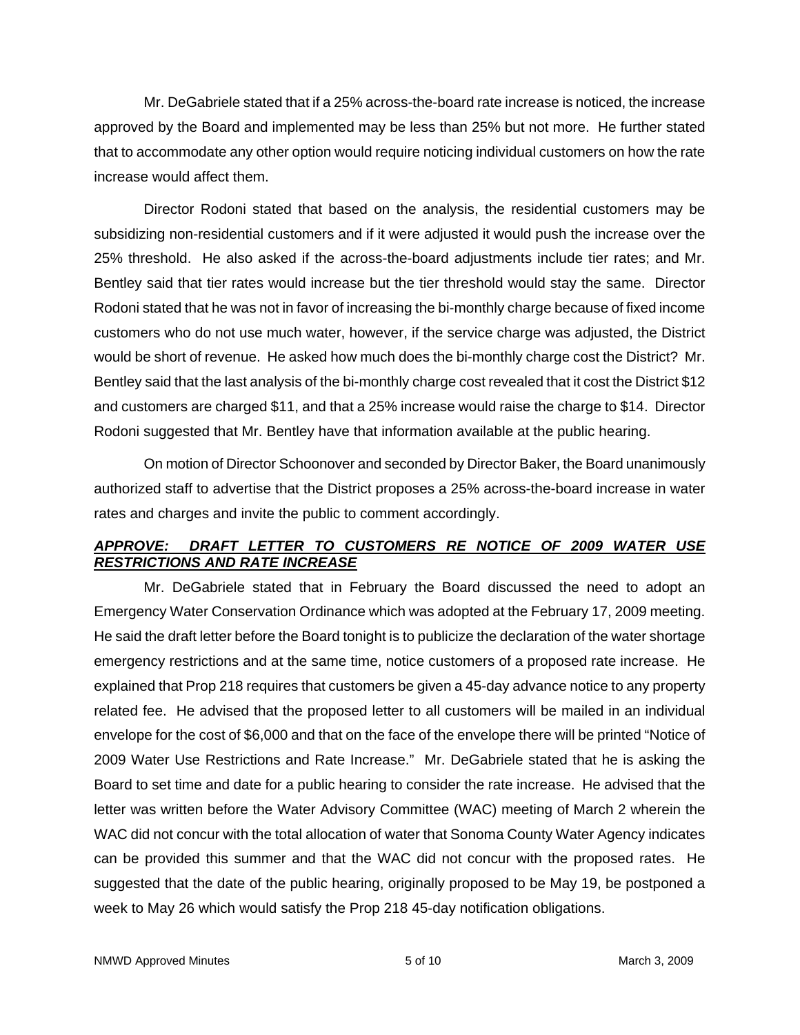Mr. DeGabriele stated that if a 25% across-the-board rate increase is noticed, the increase approved by the Board and implemented may be less than 25% but not more. He further stated that to accommodate any other option would require noticing individual customers on how the rate increase would affect them.

Director Rodoni stated that based on the analysis, the residential customers may be subsidizing non-residential customers and if it were adjusted it would push the increase over the 25% threshold. He also asked if the across-the-board adjustments include tier rates; and Mr. Bentley said that tier rates would increase but the tier threshold would stay the same. Director Rodoni stated that he was not in favor of increasing the bi-monthly charge because of fixed income customers who do not use much water, however, if the service charge was adjusted, the District would be short of revenue. He asked how much does the bi-monthly charge cost the District? Mr. Bentley said that the last analysis of the bi-monthly charge cost revealed that it cost the District $12 and customers are charged $11, and that a 25% increase would raise the charge to $14. Director Rodoni suggested that Mr. Bentley have that information available at the public hearing.

On motion of Director Schoonover and seconded by Director Baker, the Board unanimously authorized staff to advertise that the District proposes a 25% across-the-board increase in water rates and charges and invite the public to comment accordingly.

***APPROVE: DRAFT LETTER TO CUSTOMERS RE NOTICE OF 2009 WATER USE RESTRICTIONS AND RATE INCREASE***

Mr. DeGabriele stated that in February the Board discussed the need to adopt an Emergency Water Conservation Ordinance which was adopted at the February 17, 2009 meeting. He said the draft letter before the Board tonight is to publicize the declaration of the water shortage emergency restrictions and at the same time, notice customers of a proposed rate increase. He explained that Prop 218 requires that customers be given a 45-day advance notice to any property related fee. He advised that the proposed letter to all customers will be mailed in an individual envelope for the cost of $6,000 and that on the face of the envelope there will be printed "Notice of 2009 Water Use Restrictions and Rate Increase." Mr. DeGabriele stated that he is asking the Board to set time and date for a public hearing to consider the rate increase. He advised that the letter was written before the Water Advisory Committee (WAC) meeting of March 2 wherein the WAC did not concur with the total allocation of water that Sonoma County Water Agency indicates can be provided this summer and that the WAC did not concur with the proposed rates. He suggested that the date of the public hearing, originally proposed to be May 19, be postponed a week to May 26 which would satisfy the Prop 218 45-day notification obligations.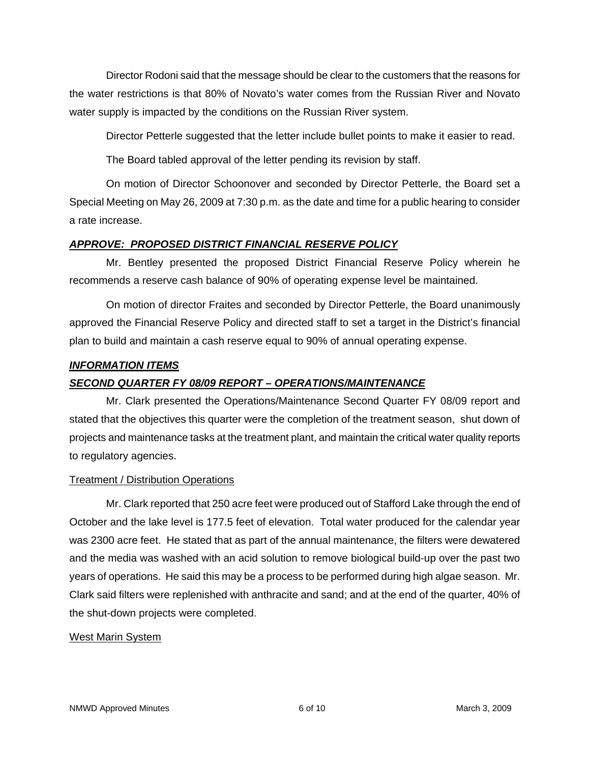Director Rodoni said that the message should be clear to the customers that the reasons for the water restrictions is that 80% of Novato's water comes from the Russian River and Novato water supply is impacted by the conditions on the Russian River system.

Director Petterle suggested that the letter include bullet points to make it easier to read.

The Board tabled approval of the letter pending its revision by staff.

On motion of Director Schoonover and seconded by Director Petterle, the Board set a Special Meeting on May 26, 2009 at 7:30 p.m. as the date and time for a public hearing to consider a rate increase.

***APPROVE: PROPOSED DISTRICT FINANCIAL RESERVE POLICY***

Mr. Bentley presented the proposed District Financial Reserve Policy wherein he recommends a reserve cash balance of 90% of operating expense level be maintained.

On motion of director Fraites and seconded by Director Petterle, the Board unanimously approved the Financial Reserve Policy and directed staff to set a target in the District's financial plan to build and maintain a cash reserve equal to 90% of annual operating expense.

***INFORMATION ITEMS***

***SECOND QUARTER FY 08/09 REPORT – OPERATIONS/MAINTENANCE***

Mr. Clark presented the Operations/Maintenance Second Quarter FY 08/09 report and stated that the objectives this quarter were the completion of the treatment season, shut down of projects and maintenance tasks at the treatment plant, and maintain the critical water quality reports to regulatory agencies.

Treatment / Distribution Operations

Mr. Clark reported that 250 acre feet were produced out of Stafford Lake through the end of October and the lake level is 177.5 feet of elevation. Total water produced for the calendar year was 2300 acre feet. He stated that as part of the annual maintenance, the filters were dewatered and the media was washed with an acid solution to remove biological build-up over the past two years of operations. He said this may be a process to be performed during high algae season. Mr. Clark said filters were replenished with anthracite and sand; and at the end of the quarter, 40% of the shut-down projects were completed.

West Marin System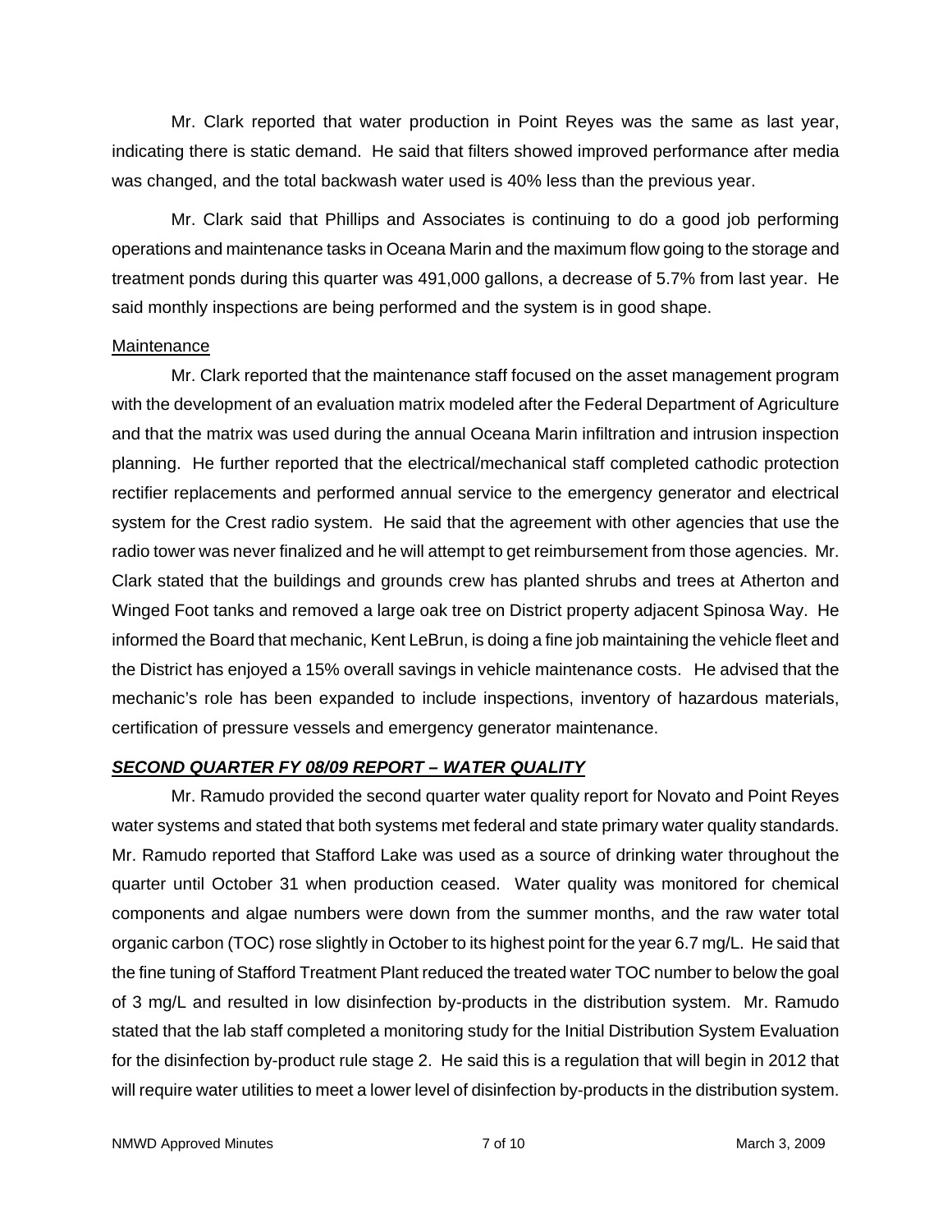Mr. Clark reported that water production in Point Reyes was the same as last year, indicating there is static demand. He said that filters showed improved performance after media was changed, and the total backwash water used is 40% less than the previous year.

Mr. Clark said that Phillips and Associates is continuing to do a good job performing operations and maintenance tasks in Oceana Marin and the maximum flow going to the storage and treatment ponds during this quarter was 491,000 gallons, a decrease of 5.7% from last year. He said monthly inspections are being performed and the system is in good shape.

<u>Maintenance</u>

Mr. Clark reported that the maintenance staff focused on the asset management program with the development of an evaluation matrix modeled after the Federal Department of Agriculture and that the matrix was used during the annual Oceana Marin infiltration and intrusion inspection planning. He further reported that the electrical/mechanical staff completed cathodic protection rectifier replacements and performed annual service to the emergency generator and electrical system for the Crest radio system. He said that the agreement with other agencies that use the radio tower was never finalized and he will attempt to get reimbursement from those agencies. Mr. Clark stated that the buildings and grounds crew has planted shrubs and trees at Atherton and Winged Foot tanks and removed a large oak tree on District property adjacent Spinosa Way. He informed the Board that mechanic, Kent LeBrun, is doing a fine job maintaining the vehicle fleet and the District has enjoyed a 15% overall savings in vehicle maintenance costs. He advised that the mechanic's role has been expanded to include inspections, inventory of hazardous materials, certification of pressure vessels and emergency generator maintenance.

***SECOND QUARTER FY 08/09 REPORT – WATER QUALITY***

Mr. Ramudo provided the second quarter water quality report for Novato and Point Reyes water systems and stated that both systems met federal and state primary water quality standards. Mr. Ramudo reported that Stafford Lake was used as a source of drinking water throughout the quarter until October 31 when production ceased. Water quality was monitored for chemical components and algae numbers were down from the summer months, and the raw water total organic carbon (TOC) rose slightly in October to its highest point for the year 6.7 mg/L. He said that the fine tuning of Stafford Treatment Plant reduced the treated water TOC number to below the goal of 3 mg/L and resulted in low disinfection by-products in the distribution system. Mr. Ramudo stated that the lab staff completed a monitoring study for the Initial Distribution System Evaluation for the disinfection by-product rule stage 2. He said this is a regulation that will begin in 2012 that will require water utilities to meet a lower level of disinfection by-products in the distribution system.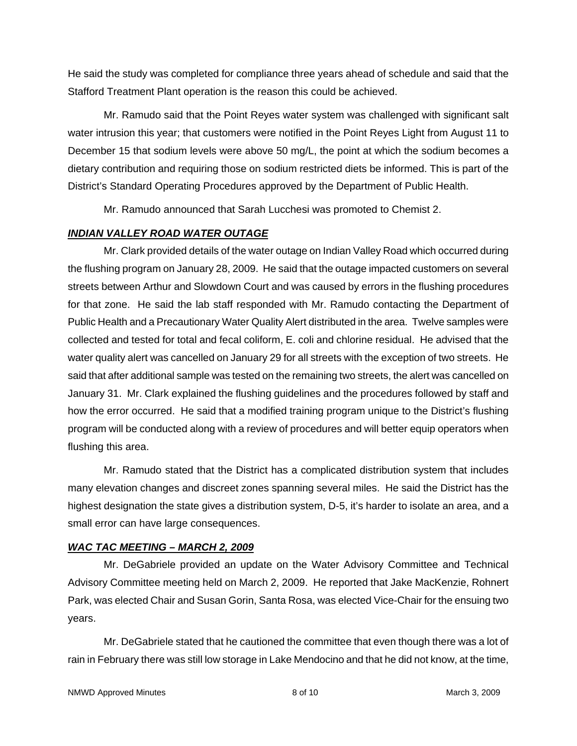He said the study was completed for compliance three years ahead of schedule and said that the Stafford Treatment Plant operation is the reason this could be achieved.

Mr. Ramudo said that the Point Reyes water system was challenged with significant salt water intrusion this year; that customers were notified in the Point Reyes Light from August 11 to December 15 that sodium levels were above 50 mg/L, the point at which the sodium becomes a dietary contribution and requiring those on sodium restricted diets be informed. This is part of the District's Standard Operating Procedures approved by the Department of Public Health.

Mr. Ramudo announced that Sarah Lucchesi was promoted to Chemist 2.

### ***INDIAN VALLEY ROAD WATER OUTAGE***

Mr. Clark provided details of the water outage on Indian Valley Road which occurred during the flushing program on January 28, 2009. He said that the outage impacted customers on several streets between Arthur and Slowdown Court and was caused by errors in the flushing procedures for that zone. He said the lab staff responded with Mr. Ramudo contacting the Department of Public Health and a Precautionary Water Quality Alert distributed in the area. Twelve samples were collected and tested for total and fecal coliform, E. coli and chlorine residual. He advised that the water quality alert was cancelled on January 29 for all streets with the exception of two streets. He said that after additional sample was tested on the remaining two streets, the alert was cancelled on January 31. Mr. Clark explained the flushing guidelines and the procedures followed by staff and how the error occurred. He said that a modified training program unique to the District's flushing program will be conducted along with a review of procedures and will better equip operators when flushing this area.

Mr. Ramudo stated that the District has a complicated distribution system that includes many elevation changes and discreet zones spanning several miles. He said the District has the highest designation the state gives a distribution system, D-5, it's harder to isolate an area, and a small error can have large consequences.

### ***WAC TAC MEETING – MARCH 2, 2009***

Mr. DeGabriele provided an update on the Water Advisory Committee and Technical Advisory Committee meeting held on March 2, 2009. He reported that Jake MacKenzie, Rohnert Park, was elected Chair and Susan Gorin, Santa Rosa, was elected Vice-Chair for the ensuing two years.

Mr. DeGabriele stated that he cautioned the committee that even though there was a lot of rain in February there was still low storage in Lake Mendocino and that he did not know, at the time,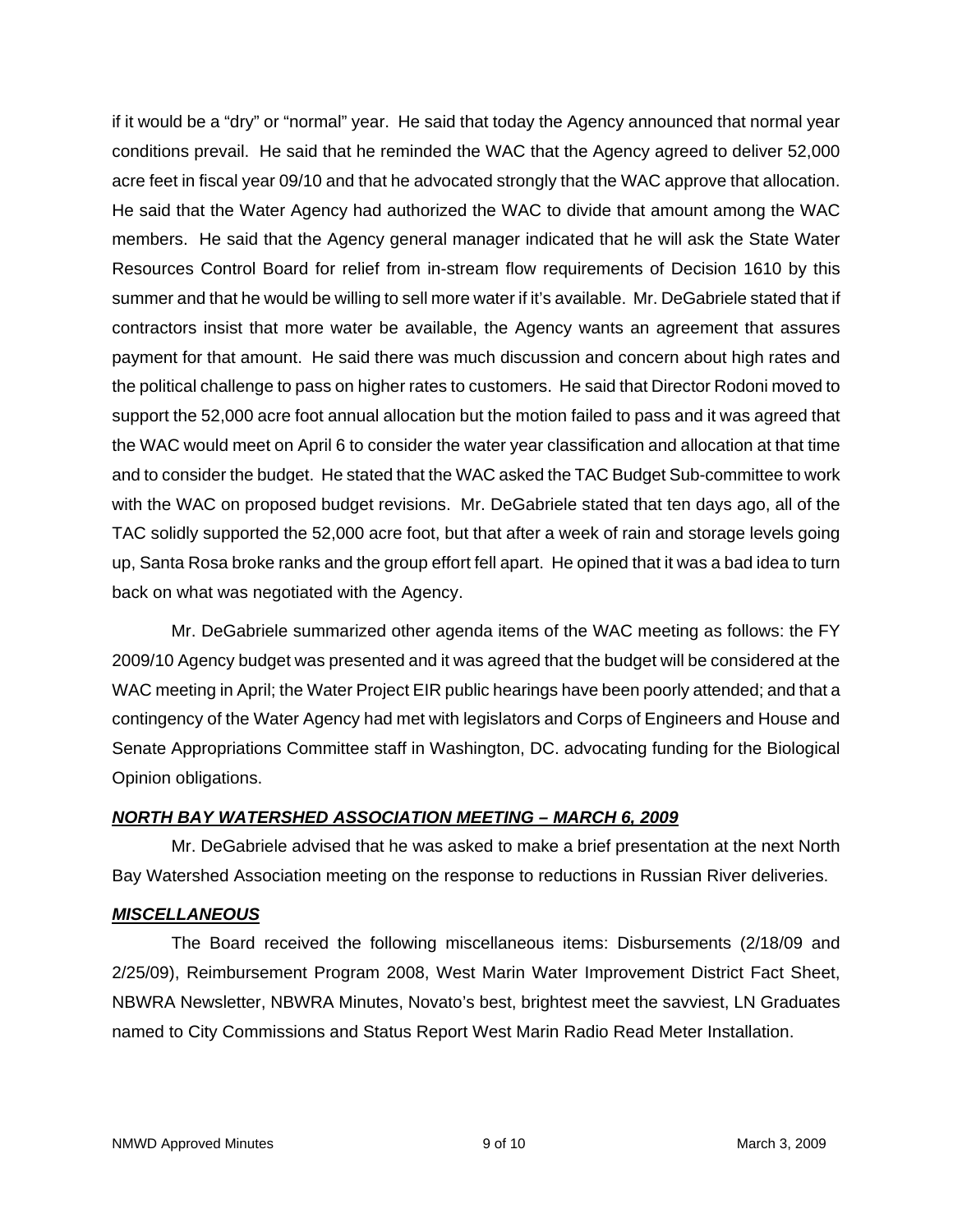if it would be a "dry" or "normal" year. He said that today the Agency announced that normal year conditions prevail. He said that he reminded the WAC that the Agency agreed to deliver 52,000 acre feet in fiscal year 09/10 and that he advocated strongly that the WAC approve that allocation. He said that the Water Agency had authorized the WAC to divide that amount among the WAC members. He said that the Agency general manager indicated that he will ask the State Water Resources Control Board for relief from in-stream flow requirements of Decision 1610 by this summer and that he would be willing to sell more water if it's available. Mr. DeGabriele stated that if contractors insist that more water be available, the Agency wants an agreement that assures payment for that amount. He said there was much discussion and concern about high rates and the political challenge to pass on higher rates to customers. He said that Director Rodoni moved to support the 52,000 acre foot annual allocation but the motion failed to pass and it was agreed that the WAC would meet on April 6 to consider the water year classification and allocation at that time and to consider the budget. He stated that the WAC asked the TAC Budget Sub-committee to work with the WAC on proposed budget revisions. Mr. DeGabriele stated that ten days ago, all of the TAC solidly supported the 52,000 acre foot, but that after a week of rain and storage levels going up, Santa Rosa broke ranks and the group effort fell apart. He opined that it was a bad idea to turn back on what was negotiated with the Agency.

Mr. DeGabriele summarized other agenda items of the WAC meeting as follows: the FY 2009/10 Agency budget was presented and it was agreed that the budget will be considered at the WAC meeting in April; the Water Project EIR public hearings have been poorly attended; and that a contingency of the Water Agency had met with legislators and Corps of Engineers and House and Senate Appropriations Committee staff in Washington, DC. advocating funding for the Biological Opinion obligations.

***NORTH BAY WATERSHED ASSOCIATION MEETING – MARCH 6, 2009***

Mr. DeGabriele advised that he was asked to make a brief presentation at the next North Bay Watershed Association meeting on the response to reductions in Russian River deliveries.

***MISCELLANEOUS***

The Board received the following miscellaneous items: Disbursements (2/18/09 and 2/25/09), Reimbursement Program 2008, West Marin Water Improvement District Fact Sheet, NBWRA Newsletter, NBWRA Minutes, Novato's best, brightest meet the savviest, LN Graduates named to City Commissions and Status Report West Marin Radio Read Meter Installation.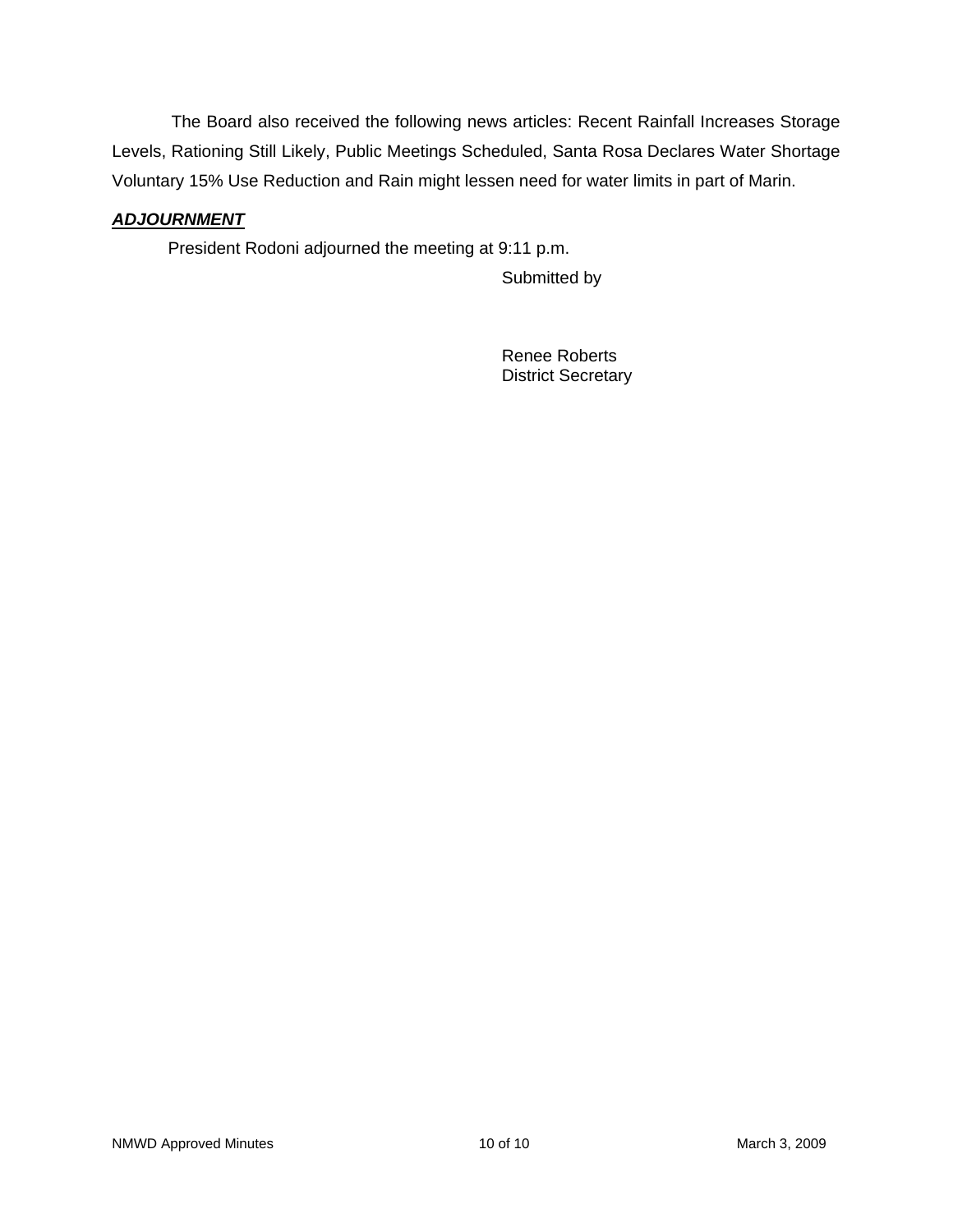The Board also received the following news articles: Recent Rainfall Increases Storage Levels, Rationing Still Likely, Public Meetings Scheduled, Santa Rosa Declares Water Shortage Voluntary 15% Use Reduction and Rain might lessen need for water limits in part of Marin.

***ADJOURNMENT***

President Rodoni adjourned the meeting at 9:11 p.m.

Submitted by

Renee Roberts
District Secretary